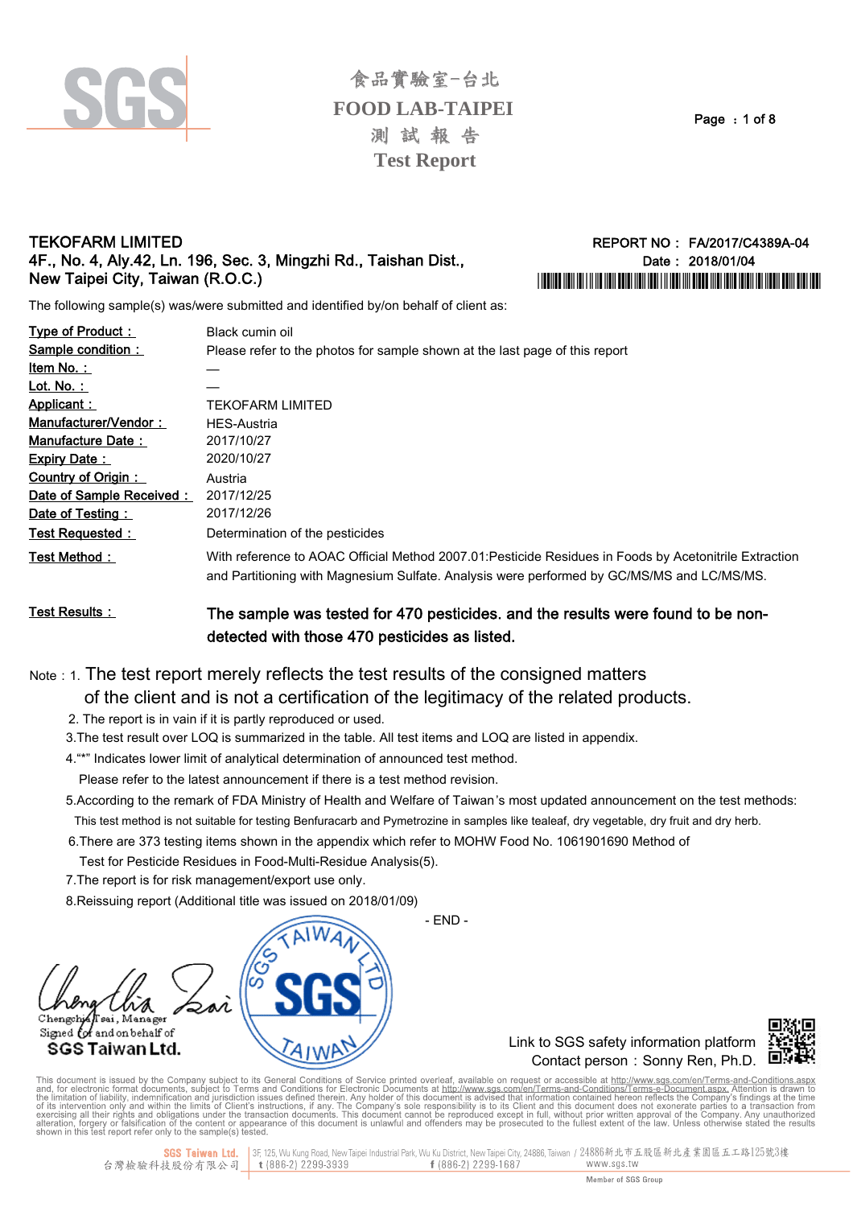# 食品實驗室-台北
# FOOD LAB-TAIPEI
## 測 試 報 告
## Test Report

**TEKOFARM LIMITED**
4F., No. 4, Aly.42, Ln. 196, Sec. 3, Mingzhi Rd., Taishan Dist.,
New Taipei City, Taiwan (R.O.C.)

REPORT NO : FA/2017/C4389A-04
Date : 2018/01/04

The following sample(s) was/were submitted and identified by/on behalf of client as:

| | |
|---|---|
| Type of Product : | Black cumin oil |
| Sample condition : | Please refer to the photos for sample shown at the last page of this report |
| Item No. : | — |
| Lot. No. : | — |
| Applicant : | TEKOFARM LIMITED |
| Manufacturer/Vendor : | HES-Austria |
| Manufacture Date : | 2017/10/27 |
| Expiry Date : | 2020/10/27 |
| Country of Origin : | Austria |
| Date of Sample Received : | 2017/12/25 |
| Date of Testing : | 2017/12/26 |
| Test Requested : | Determination of the pesticides |
| Test Method : | With reference to AOAC Official Method 2007.01:Pesticide Residues in Foods by Acetonitrile Extraction and Partitioning with Magnesium Sulfate. Analysis were performed by GC/MS/MS and LC/MS/MS. |
| Test Results : | **The sample was tested for 470 pesticides. and the results were found to be non-detected with those 470 pesticides as listed.** |

Note : 1. The test report merely reflects the test results of the consigned matters of the client and is not a certification of the legitimacy of the related products.
2. The report is in vain if it is partly reproduced or used.
3. The test result over LOQ is summarized in the table. All test items and LOQ are listed in appendix.
4. "*" Indicates lower limit of analytical determination of announced test method. Please refer to the latest announcement if there is a test method revision.
5. According to the remark of FDA Ministry of Health and Welfare of Taiwan's most updated announcement on the test methods: This test method is not suitable for testing Benfuracarb and Pymetrozine in samples like tealeaf, dry vegetable, dry fruit and dry herb.
6. There are 373 testing items shown in the appendix which refer to MOHW Food No. 1061901690 Method of Test for Pesticide Residues in Food-Multi-Residue Analysis(5).
7. The report is for risk management/export use only.
8. Reissuing report (Additional title was issued on 2018/01/09)

- END -

Chengchia Tsai, Manager
Signed for and on behalf of
SGS Taiwan Ltd.

Link to SGS safety information platform
Contact person：Sonny Ren, Ph.D.

This document is issued by the Company subject to its General Conditions of Service printed overleaf, available on request or accessible at http://www.sgs.com/en/Terms-and-Conditions.aspx and, for electronic format documents, subject to Terms and Conditions for Electronic Documents at http://www.sgs.com/en/Terms-and-Conditions/Terms-e-Document.aspx. Attention is drawn to the limitation of liability, indemnification and jurisdiction issues defined therein. Any holder of this document is advised that information contained hereon reflects the Company's findings at the time of its intervention only and within the limits of Client's instructions, if any. The Company's sole responsibility is to its Client and this document does not exonerate parties to a transaction from exercising all their rights and obligations under the transaction documents. This document cannot be reproduced except in full, without prior written approval of the Company. Any unauthorized alteration, forgery or falsification of the content or appearance of this document is unlawful and offenders may be prosecuted to the fullest extent of the law. Unless otherwise stated the results shown in this test report refer only to the sample(s) tested.

SGS Taiwan Ltd. 台灣檢驗科技股份有限公司 | 3F, 125, Wu Kung Road, New Taipei Industrial Park, Wu Ku District, New Taipei City, 24886, Taiwan / 24886新北市五股區新北產業園區五工路125號3樓 t (886-2) 2299-3939 f (886-2) 2299-1687 www.sgs.tw
Member of SGS Group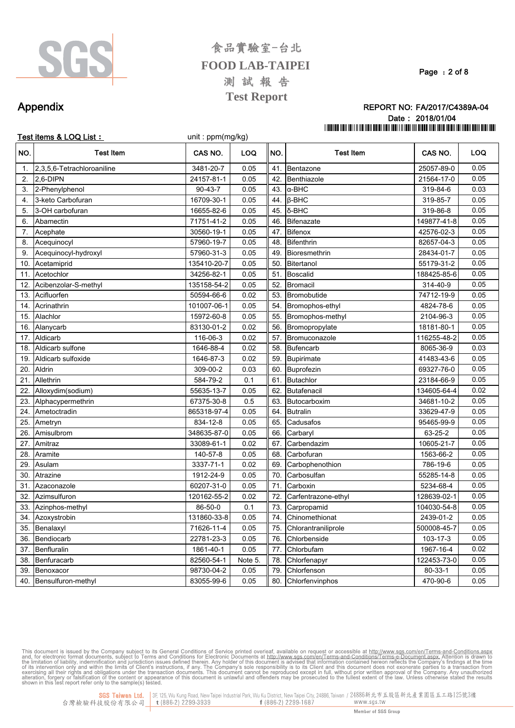# 食品實驗室-台北
# FOOD LAB-TAIPEI
## 測 試 報 告
## Test Report

## Appendix

REPORT NO: FA/2017/C4389A-04
Date : 2018/01/04

**Test items & LOQ List :** unit : ppm(mg/kg)

| NO. | Test Item | CAS NO. | LOQ | NO. | Test Item | CAS NO. | LOQ |
|---|---|---|---|---|---|---|---|
| 1. | 2,3,5,6-Tetrachloroaniline | 3481-20-7 | 0.05 | 41. | Bentazone | 25057-89-0 | 0.05 |
| 2. | 2,6-DIPN | 24157-81-1 | 0.05 | 42. | Benthiazole | 21564-17-0 | 0.05 |
| 3. | 2-Phenylphenol | 90-43-7 | 0.05 | 43. | α-BHC | 319-84-6 | 0.03 |
| 4. | 3-keto Carbofuran | 16709-30-1 | 0.05 | 44. | β-BHC | 319-85-7 | 0.05 |
| 5. | 3-OH carbofuran | 16655-82-6 | 0.05 | 45. | δ-BHC | 319-86-8 | 0.05 |
| 6. | Abamectin | 71751-41-2 | 0.05 | 46. | Bifenazate | 149877-41-8 | 0.05 |
| 7. | Acephate | 30560-19-1 | 0.05 | 47. | Bifenox | 42576-02-3 | 0.05 |
| 8. | Acequinocyl | 57960-19-7 | 0.05 | 48. | Bifenthrin | 82657-04-3 | 0.05 |
| 9. | Acequinocyl-hydroxyl | 57960-31-3 | 0.05 | 49. | Bioresmethrin | 28434-01-7 | 0.05 |
| 10. | Acetamiprid | 135410-20-7 | 0.05 | 50. | Bitertanol | 55179-31-2 | 0.05 |
| 11. | Acetochlor | 34256-82-1 | 0.05 | 51. | Boscalid | 188425-85-6 | 0.05 |
| 12. | Acibenzolar-S-methyl | 135158-54-2 | 0.05 | 52. | Bromacil | 314-40-9 | 0.05 |
| 13. | Acifluorfen | 50594-66-6 | 0.02 | 53. | Bromobutide | 74712-19-9 | 0.05 |
| 14. | Acrinathrin | 101007-06-1 | 0.05 | 54. | Bromophos-ethyl | 4824-78-6 | 0.05 |
| 15. | Alachlor | 15972-60-8 | 0.05 | 55. | Bromophos-methyl | 2104-96-3 | 0.05 |
| 16. | Alanycarb | 83130-01-2 | 0.02 | 56. | Bromopropylate | 18181-80-1 | 0.05 |
| 17. | Aldicarb | 116-06-3 | 0.02 | 57. | Bromuconazole | 116255-48-2 | 0.05 |
| 18. | Aldicarb sulfone | 1646-88-4 | 0.02 | 58. | Bufencarb | 8065-36-9 | 0.03 |
| 19. | Aldicarb sulfoxide | 1646-87-3 | 0.02 | 59. | Bupirimate | 41483-43-6 | 0.05 |
| 20. | Aldrin | 309-00-2 | 0.03 | 60. | Buprofezin | 69327-76-0 | 0.05 |
| 21. | Allethrin | 584-79-2 | 0.1 | 61. | Butachlor | 23184-66-9 | 0.05 |
| 22. | Alloxydim(sodium) | 55635-13-7 | 0.05 | 62. | Butafenacil | 134605-64-4 | 0.02 |
| 23. | Alphacypermethrin | 67375-30-8 | 0.5 | 63. | Butocarboxim | 34681-10-2 | 0.05 |
| 24. | Ametoctradin | 865318-97-4 | 0.05 | 64. | Butralin | 33629-47-9 | 0.05 |
| 25. | Ametryn | 834-12-8 | 0.05 | 65. | Cadusafos | 95465-99-9 | 0.05 |
| 26. | Amisulbrom | 348635-87-0 | 0.05 | 66. | Carbaryl | 63-25-2 | 0.05 |
| 27. | Amitraz | 33089-61-1 | 0.02 | 67. | Carbendazim | 10605-21-7 | 0.05 |
| 28. | Aramite | 140-57-8 | 0.05 | 68. | Carbofuran | 1563-66-2 | 0.05 |
| 29. | Asulam | 3337-71-1 | 0.02 | 69. | Carbophenothion | 786-19-6 | 0.05 |
| 30. | Atrazine | 1912-24-9 | 0.05 | 70. | Carbosulfan | 55285-14-8 | 0.05 |
| 31. | Azaconazole | 60207-31-0 | 0.05 | 71. | Carboxin | 5234-68-4 | 0.05 |
| 32. | Azimsulfuron | 120162-55-2 | 0.02 | 72. | Carfentrazone-ethyl | 128639-02-1 | 0.05 |
| 33. | Azinphos-methyl | 86-50-0 | 0.1 | 73. | Carpropamid | 104030-54-8 | 0.05 |
| 34. | Azoxystrobin | 131860-33-8 | 0.05 | 74. | Chinomethionat | 2439-01-2 | 0.05 |
| 35. | Benalaxyl | 71626-11-4 | 0.05 | 75. | Chlorantraniliprole | 500008-45-7 | 0.05 |
| 36. | Bendiocarb | 22781-23-3 | 0.05 | 76. | Chlorbenside | 103-17-3 | 0.05 |
| 37. | Benfluralin | 1861-40-1 | 0.05 | 77. | Chlorbufam | 1967-16-4 | 0.02 |
| 38. | Benfuracarb | 82560-54-1 | Note 5. | 78. | Chlorfenapyr | 122453-73-0 | 0.05 |
| 39. | Benoxacor | 98730-04-2 | 0.05 | 79. | Chlorfenson | 80-33-1 | 0.05 |
| 40. | Bensulfuron-methyl | 83055-99-6 | 0.05 | 80. | Chlorfenvinphos | 470-90-6 | 0.05 |

This document is issued by the Company subject to its General Conditions of Service printed overleaf, available on request or accessible at http://www.sgs.com/en/Terms-and-Conditions.aspx and, for electronic format documents, subject to Terms and Conditions for Electronic Documents at http://www.sgs.com/en/Terms-and-Conditions/Terms-e-Document.aspx. Attention is drawn to the limitation of liability, indemnification and jurisdiction issues defined therein. Any holder of this document is advised that information contained hereon reflects the Company's findings at the time of its intervention only and within the limits of Client's instructions, if any. The Company's sole responsibility is to its Client and this document does not exonerate parties to a transaction from exercising all their rights and obligations under the transaction documents. This document cannot be reproduced except in full, without prior written approval of the Company. Any unauthorized alteration, forgery or falsification of the content or appearance of this document is unlawful and offenders may be prosecuted to the fullest extent of the law. Unless otherwise stated the results shown in this test report refer only to the sample(s) tested.

SGS Taiwan Ltd. 台灣檢驗科技股份有限公司 | 3F, 125, Wu Kung Road, New Taipei Industrial Park, Wu Ku District, New Taipei City, 24886, Taiwan / 24886新北市五股區新北產業園區五工路125號3樓 t (886-2) 2299-3939 f (886-2) 2299-1687 www.sgs.tw

Member of SGS Group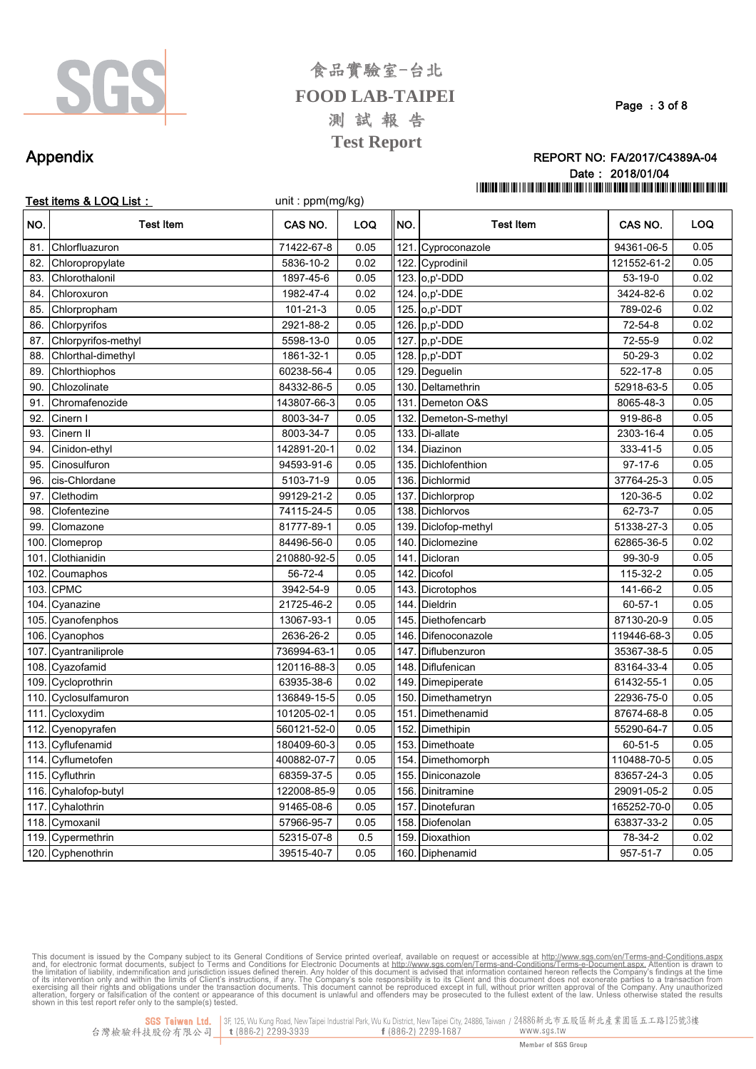食品實驗室-台北

FOOD LAB-TAIPEI

測 試 報 告

Test Report

## Appendix

REPORT NO: FA/2017/C4389A-04

Date : 2018/01/04

**Test items & LOQ List :** unit : ppm(mg/kg)

| NO. | Test Item | CAS NO. | LOQ | NO. | Test Item | CAS NO. | LOQ |
|---|---|---|---|---|---|---|---|
| 81. | Chlorfluazuron | 71422-67-8 | 0.05 | 121. | Cyproconazole | 94361-06-5 | 0.05 |
| 82. | Chloropropylate | 5836-10-2 | 0.02 | 122. | Cyprodinil | 121552-61-2 | 0.05 |
| 83. | Chlorothalonil | 1897-45-6 | 0.05 | 123. | o,p'-DDD | 53-19-0 | 0.02 |
| 84. | Chloroxuron | 1982-47-4 | 0.02 | 124. | o,p'-DDE | 3424-82-6 | 0.02 |
| 85. | Chlorpropham | 101-21-3 | 0.05 | 125. | o,p'-DDT | 789-02-6 | 0.02 |
| 86. | Chlorpyrifos | 2921-88-2 | 0.05 | 126. | p,p'-DDD | 72-54-8 | 0.02 |
| 87. | Chlorpyrifos-methyl | 5598-13-0 | 0.05 | 127. | p,p'-DDE | 72-55-9 | 0.02 |
| 88. | Chlorthal-dimethyl | 1861-32-1 | 0.05 | 128. | p,p'-DDT | 50-29-3 | 0.02 |
| 89. | Chlorthiophos | 60238-56-4 | 0.05 | 129. | Deguelin | 522-17-8 | 0.05 |
| 90. | Chlozolinate | 84332-86-5 | 0.05 | 130. | Deltamethrin | 52918-63-5 | 0.05 |
| 91. | Chromafenozide | 143807-66-3 | 0.05 | 131. | Demeton O&S | 8065-48-3 | 0.05 |
| 92. | Cinern I | 8003-34-7 | 0.05 | 132. | Demeton-S-methyl | 919-86-8 | 0.05 |
| 93. | Cinern II | 8003-34-7 | 0.05 | 133. | Di-allate | 2303-16-4 | 0.05 |
| 94. | Cinidon-ethyl | 142891-20-1 | 0.02 | 134. | Diazinon | 333-41-5 | 0.05 |
| 95. | Cinosulfuron | 94593-91-6 | 0.05 | 135. | Dichlofenthion | 97-17-6 | 0.05 |
| 96. | cis-Chlordane | 5103-71-9 | 0.05 | 136. | Dichlormid | 37764-25-3 | 0.05 |
| 97. | Clethodim | 99129-21-2 | 0.05 | 137. | Dichlorprop | 120-36-5 | 0.02 |
| 98. | Clofentezine | 74115-24-5 | 0.05 | 138. | Dichlorvos | 62-73-7 | 0.05 |
| 99. | Clomazone | 81777-89-1 | 0.05 | 139. | Diclofop-methyl | 51338-27-3 | 0.05 |
| 100. | Clomeprop | 84496-56-0 | 0.05 | 140. | Diclomezine | 62865-36-5 | 0.02 |
| 101. | Clothianidin | 210880-92-5 | 0.05 | 141. | Dicloran | 99-30-9 | 0.05 |
| 102. | Coumaphos | 56-72-4 | 0.05 | 142. | Dicofol | 115-32-2 | 0.05 |
| 103. | CPMC | 3942-54-9 | 0.05 | 143. | Dicrotophos | 141-66-2 | 0.05 |
| 104. | Cyanazine | 21725-46-2 | 0.05 | 144. | Dieldrin | 60-57-1 | 0.05 |
| 105. | Cyanofenphos | 13067-93-1 | 0.05 | 145. | Diethofencarb | 87130-20-9 | 0.05 |
| 106. | Cyanophos | 2636-26-2 | 0.05 | 146. | Difenoconazole | 119446-68-3 | 0.05 |
| 107. | Cyantraniliprole | 736994-63-1 | 0.05 | 147. | Diflubenzuron | 35367-38-5 | 0.05 |
| 108. | Cyazofamid | 120116-88-3 | 0.05 | 148. | Diflufenican | 83164-33-4 | 0.05 |
| 109. | Cycloprothrin | 63935-38-6 | 0.02 | 149. | Dimepiperate | 61432-55-1 | 0.05 |
| 110. | Cyclosulfamuron | 136849-15-5 | 0.05 | 150. | Dimethametryn | 22936-75-0 | 0.05 |
| 111. | Cycloxydim | 101205-02-1 | 0.05 | 151. | Dimethenamid | 87674-68-8 | 0.05 |
| 112. | Cyenopyrafen | 560121-52-0 | 0.05 | 152. | Dimethipin | 55290-64-7 | 0.05 |
| 113. | Cyflufenamid | 180409-60-3 | 0.05 | 153. | Dimethoate | 60-51-5 | 0.05 |
| 114. | Cyflumetofen | 400882-07-7 | 0.05 | 154. | Dimethomorph | 110488-70-5 | 0.05 |
| 115. | Cyfluthrin | 68359-37-5 | 0.05 | 155. | Diniconazole | 83657-24-3 | 0.05 |
| 116. | Cyhalofop-butyl | 122008-85-9 | 0.05 | 156. | Dinitramine | 29091-05-2 | 0.05 |
| 117. | Cyhalothrin | 91465-08-6 | 0.05 | 157. | Dinotefuran | 165252-70-0 | 0.05 |
| 118. | Cymoxanil | 57966-95-7 | 0.05 | 158. | Diofenolan | 63837-33-2 | 0.05 |
| 119. | Cypermethrin | 52315-07-8 | 0.5 | 159. | Dioxathion | 78-34-2 | 0.02 |
| 120. | Cyphenothrin | 39515-40-7 | 0.05 | 160. | Diphenamid | 957-51-7 | 0.05 |

This document is issued by the Company subject to its General Conditions of Service printed overleaf, available on request or accessible at http://www.sgs.com/en/Terms-and-Conditions.aspx and, for electronic format documents, subject to Terms and Conditions for Electronic Documents at http://www.sgs.com/en/Terms-and-Conditions/Terms-e-Document.aspx. Attention is drawn to the limitation of liability, indemnification and jurisdiction issues defined therein. Any holder of this document is advised that information contained hereon reflects the Company's findings at the time of its intervention only and within the limits of Client's instructions, if any. The Company's sole responsibility is to its Client and this document does not exonerate parties to a transaction from exercising all their rights and obligations under the transaction documents. This document cannot be reproduced except in full, without prior written approval of the Company. Any unauthorized alteration, forgery or falsification of the content or appearance of this document is unlawful and offenders may be prosecuted to the fullest extent of the law. Unless otherwise stated the results shown in this test report refer only to the sample(s) tested.

SGS Taiwan Ltd. 台灣檢驗科技股份有限公司 | 3F, 125, Wu Kung Road, New Taipei Industrial Park, Wu Ku District, New Taipei City, 24886, Taiwan / 24886新北市五股區新北產業園區五工路125號3樓 t (886-2) 2299-3939 f (886-2) 2299-1687 www.sgs.tw

Member of SGS Group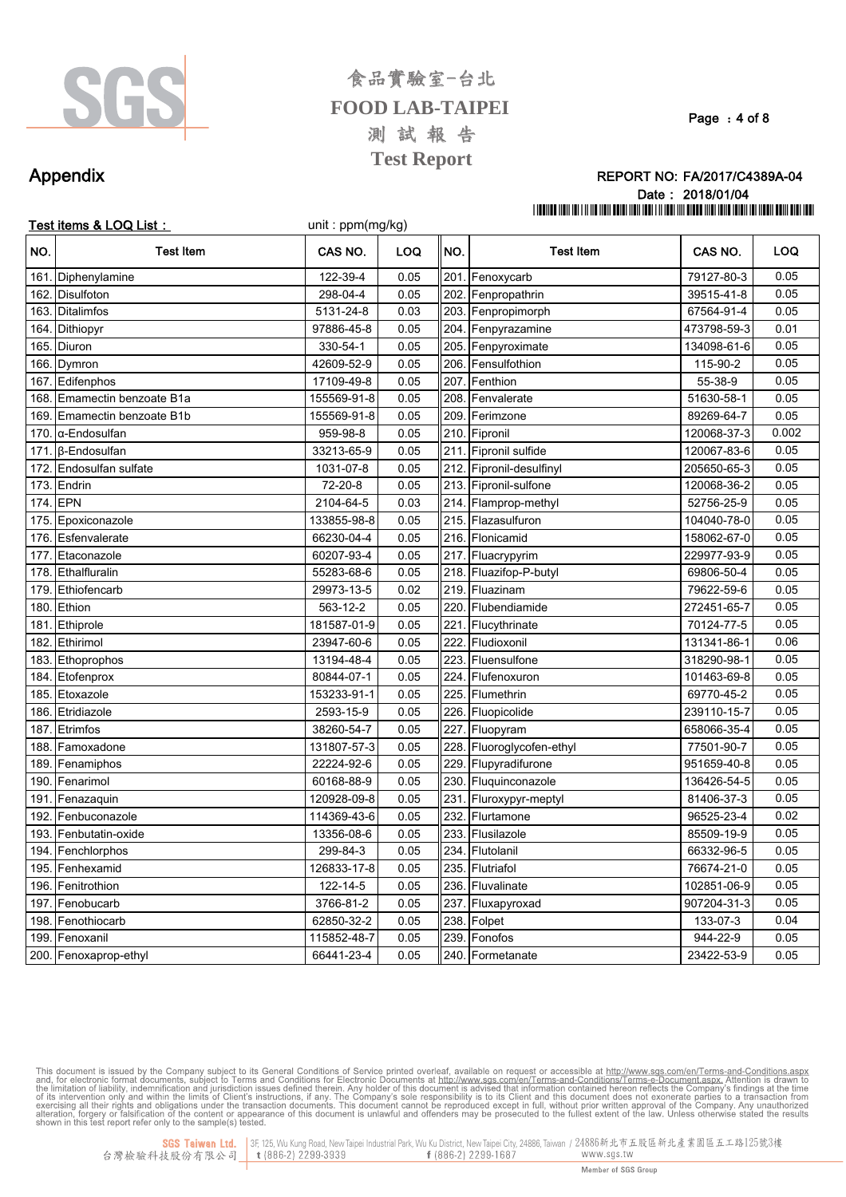# 食品實驗室-台北

## FOOD LAB-TAIPEI

## 測 試 報 告

## Test Report

## Appendix

REPORT NO: FA/2017/C4389A-04

Date : 2018/01/04

**Test items & LOQ List :** unit : ppm(mg/kg)

| NO. | Test Item | CAS NO. | LOQ | NO. | Test Item | CAS NO. | LOQ |
|---|---|---|---|---|---|---|---|
| 161. | Diphenylamine | 122-39-4 | 0.05 | 201. | Fenoxycarb | 79127-80-3 | 0.05 |
| 162. | Disulfoton | 298-04-4 | 0.05 | 202. | Fenpropathrin | 39515-41-8 | 0.05 |
| 163. | Ditalimfos | 5131-24-8 | 0.03 | 203. | Fenpropimorph | 67564-91-4 | 0.05 |
| 164. | Dithiopyr | 97886-45-8 | 0.05 | 204. | Fenpyrazamine | 473798-59-3 | 0.01 |
| 165. | Diuron | 330-54-1 | 0.05 | 205. | Fenpyroximate | 134098-61-6 | 0.05 |
| 166. | Dymron | 42609-52-9 | 0.05 | 206. | Fensulfothion | 115-90-2 | 0.05 |
| 167. | Edifenphos | 17109-49-8 | 0.05 | 207. | Fenthion | 55-38-9 | 0.05 |
| 168. | Emamectin benzoate B1a | 155569-91-8 | 0.05 | 208. | Fenvalerate | 51630-58-1 | 0.05 |
| 169. | Emamectin benzoate B1b | 155569-91-8 | 0.05 | 209. | Ferimzone | 89269-64-7 | 0.05 |
| 170. | α-Endosulfan | 959-98-8 | 0.05 | 210. | Fipronil | 120068-37-3 | 0.002 |
| 171. | β-Endosulfan | 33213-65-9 | 0.05 | 211. | Fipronil sulfide | 120067-83-6 | 0.05 |
| 172. | Endosulfan sulfate | 1031-07-8 | 0.05 | 212. | Fipronil-desulfinyl | 205650-65-3 | 0.05 |
| 173. | Endrin | 72-20-8 | 0.05 | 213. | Fipronil-sulfone | 120068-36-2 | 0.05 |
| 174. | EPN | 2104-64-5 | 0.03 | 214. | Flamprop-methyl | 52756-25-9 | 0.05 |
| 175. | Epoxiconazole | 133855-98-8 | 0.05 | 215. | Flazasulfuron | 104040-78-0 | 0.05 |
| 176. | Esfenvalerate | 66230-04-4 | 0.05 | 216. | Flonicamid | 158062-67-0 | 0.05 |
| 177. | Etaconazole | 60207-93-4 | 0.05 | 217. | Fluacrypyrim | 229977-93-9 | 0.05 |
| 178. | Ethalfluralin | 55283-68-6 | 0.05 | 218. | Fluazifop-P-butyl | 69806-50-4 | 0.05 |
| 179. | Ethiofencarb | 29973-13-5 | 0.02 | 219. | Fluazinam | 79622-59-6 | 0.05 |
| 180. | Ethion | 563-12-2 | 0.05 | 220. | Flubendiamide | 272451-65-7 | 0.05 |
| 181. | Ethiprole | 181587-01-9 | 0.05 | 221. | Flucythrinate | 70124-77-5 | 0.05 |
| 182. | Ethirimol | 23947-60-6 | 0.05 | 222. | Fludioxonil | 131341-86-1 | 0.06 |
| 183. | Ethoprophos | 13194-48-4 | 0.05 | 223. | Fluensulfone | 318290-98-1 | 0.05 |
| 184. | Etofenprox | 80844-07-1 | 0.05 | 224. | Flufenoxuron | 101463-69-8 | 0.05 |
| 185. | Etoxazole | 153233-91-1 | 0.05 | 225. | Flumethrin | 69770-45-2 | 0.05 |
| 186. | Etridiazole | 2593-15-9 | 0.05 | 226. | Fluopicolide | 239110-15-7 | 0.05 |
| 187. | Etrimfos | 38260-54-7 | 0.05 | 227. | Fluopyram | 658066-35-4 | 0.05 |
| 188. | Famoxadone | 131807-57-3 | 0.05 | 228. | Fluoroglycofen-ethyl | 77501-90-7 | 0.05 |
| 189. | Fenamiphos | 22224-92-6 | 0.05 | 229. | Flupyradifurone | 951659-40-8 | 0.05 |
| 190. | Fenarimol | 60168-88-9 | 0.05 | 230. | Fluquinconazole | 136426-54-5 | 0.05 |
| 191. | Fenazaquin | 120928-09-8 | 0.05 | 231. | Fluroxypyr-meptyl | 81406-37-3 | 0.05 |
| 192. | Fenbuconazole | 114369-43-6 | 0.05 | 232. | Flurtamone | 96525-23-4 | 0.02 |
| 193. | Fenbutatin-oxide | 13356-08-6 | 0.05 | 233. | Flusilazole | 85509-19-9 | 0.05 |
| 194. | Fenchlorphos | 299-84-3 | 0.05 | 234. | Flutolanil | 66332-96-5 | 0.05 |
| 195. | Fenhexamid | 126833-17-8 | 0.05 | 235. | Flutriafol | 76674-21-0 | 0.05 |
| 196. | Fenitrothion | 122-14-5 | 0.05 | 236. | Fluvalinate | 102851-06-9 | 0.05 |
| 197. | Fenobucarb | 3766-81-2 | 0.05 | 237. | Fluxapyroxad | 907204-31-3 | 0.05 |
| 198. | Fenothiocarb | 62850-32-2 | 0.05 | 238. | Folpet | 133-07-3 | 0.04 |
| 199. | Fenoxanil | 115852-48-7 | 0.05 | 239. | Fonofos | 944-22-9 | 0.05 |
| 200. | Fenoxaprop-ethyl | 66441-23-4 | 0.05 | 240. | Formetanate | 23422-53-9 | 0.05 |

This document is issued by the Company subject to its General Conditions of Service printed overleaf, available on request or accessible at http://www.sgs.com/en/Terms-and-Conditions.aspx and, for electronic format documents, subject to Terms and Conditions for Electronic Documents at http://www.sgs.com/en/Terms-and-Conditions/Terms-e-Document.aspx. Attention is drawn to the limitation of liability, indemnification and jurisdiction issues defined therein. Any holder of this document is advised that information contained hereon reflects the Company's findings at the time of its intervention only and within the limits of Client's instructions, if any. The Company's sole responsibility is to its Client and this document does not exonerate parties to a transaction from exercising all their rights and obligations under the transaction documents. This document cannot be reproduced except in full, without prior written approval of the Company. Any unauthorized alteration, forgery or falsification of the content or appearance of this document is unlawful and offenders may be prosecuted to the fullest extent of the law. Unless otherwise stated the results shown in this test report refer only to the sample(s) tested.

SGS Taiwan Ltd. 台灣檢驗科技股份有限公司 | 3F, 125, Wu Kung Road, New Taipei Industrial Park, Wu Ku District, New Taipei City, 24886, Taiwan / 24886新北市五股區新北產業園區五工路125號3樓 t (886-2) 2299-3939 f (886-2) 2299-1687 www.sgs.tw

Member of SGS Group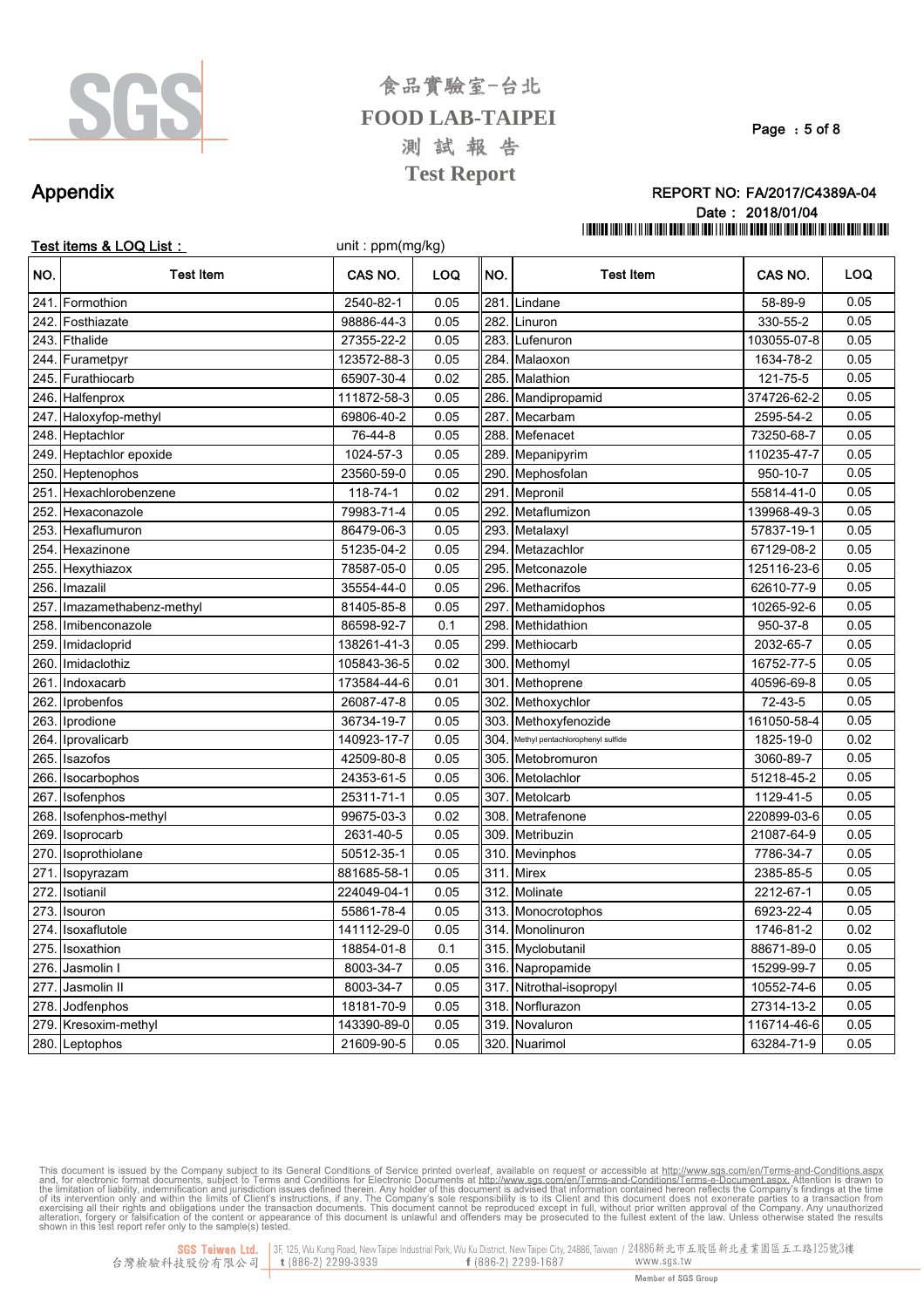# Appendix

REPORT NO: FA/2017/C4389A-04

Date： 2018/01/04

**Test items & LOQ List：** unit : ppm(mg/kg)

| NO. | Test Item | CAS NO. | LOQ | NO. | Test Item | CAS NO. | LOQ |
|---|---|---|---|---|---|---|---|
| 241. | Formothion | 2540-82-1 | 0.05 | 281. | Lindane | 58-89-9 | 0.05 |
| 242. | Fosthiazate | 98886-44-3 | 0.05 | 282. | Linuron | 330-55-2 | 0.05 |
| 243. | Fthalide | 27355-22-2 | 0.05 | 283. | Lufenuron | 103055-07-8 | 0.05 |
| 244. | Furametpyr | 123572-88-3 | 0.05 | 284. | Malaoxon | 1634-78-2 | 0.05 |
| 245. | Furathiocarb | 65907-30-4 | 0.02 | 285. | Malathion | 121-75-5 | 0.05 |
| 246. | Halfenprox | 111872-58-3 | 0.05 | 286. | Mandipropamid | 374726-62-2 | 0.05 |
| 247. | Haloxyfop-methyl | 69806-40-2 | 0.05 | 287. | Mecarbam | 2595-54-2 | 0.05 |
| 248. | Heptachlor | 76-44-8 | 0.05 | 288. | Mefenacet | 73250-68-7 | 0.05 |
| 249. | Heptachlor epoxide | 1024-57-3 | 0.05 | 289. | Mepanipyrim | 110235-47-7 | 0.05 |
| 250. | Heptenophos | 23560-59-0 | 0.05 | 290. | Mephosfolan | 950-10-7 | 0.05 |
| 251. | Hexachlorobenzene | 118-74-1 | 0.02 | 291. | Mepronil | 55814-41-0 | 0.05 |
| 252. | Hexaconazole | 79983-71-4 | 0.05 | 292. | Metaflumizon | 139968-49-3 | 0.05 |
| 253. | Hexaflumuron | 86479-06-3 | 0.05 | 293. | Metalaxyl | 57837-19-1 | 0.05 |
| 254. | Hexazinone | 51235-04-2 | 0.05 | 294. | Metazachlor | 67129-08-2 | 0.05 |
| 255. | Hexythiazox | 78587-05-0 | 0.05 | 295. | Metconazole | 125116-23-6 | 0.05 |
| 256. | Imazalil | 35554-44-0 | 0.05 | 296. | Methacrifos | 62610-77-9 | 0.05 |
| 257. | Imazamethabenz-methyl | 81405-85-8 | 0.05 | 297. | Methamidophos | 10265-92-6 | 0.05 |
| 258. | Imibenconazole | 86598-92-7 | 0.1 | 298. | Methidathion | 950-37-8 | 0.05 |
| 259. | Imidacloprid | 138261-41-3 | 0.05 | 299. | Methiocarb | 2032-65-7 | 0.05 |
| 260. | Imidaclothiz | 105843-36-5 | 0.02 | 300. | Methomyl | 16752-77-5 | 0.05 |
| 261. | Indoxacarb | 173584-44-6 | 0.01 | 301. | Methoprene | 40596-69-8 | 0.05 |
| 262. | Iprobenfos | 26087-47-8 | 0.05 | 302. | Methoxychlor | 72-43-5 | 0.05 |
| 263. | Iprodione | 36734-19-7 | 0.05 | 303. | Methoxyfenozide | 161050-58-4 | 0.05 |
| 264. | Iprovalicarb | 140923-17-7 | 0.05 | 304. | Methyl pentachlorophenyl sulfide | 1825-19-0 | 0.02 |
| 265. | Isazofos | 42509-80-8 | 0.05 | 305. | Metobromuron | 3060-89-7 | 0.05 |
| 266. | Isocarbophos | 24353-61-5 | 0.05 | 306. | Metolachlor | 51218-45-2 | 0.05 |
| 267. | Isofenphos | 25311-71-1 | 0.05 | 307. | Metolcarb | 1129-41-5 | 0.05 |
| 268. | Isofenphos-methyl | 99675-03-3 | 0.02 | 308. | Metrafenone | 220899-03-6 | 0.05 |
| 269. | Isoprocarb | 2631-40-5 | 0.05 | 309. | Metribuzin | 21087-64-9 | 0.05 |
| 270. | Isoprothiolane | 50512-35-1 | 0.05 | 310. | Mevinphos | 7786-34-7 | 0.05 |
| 271. | Isopyrazam | 881685-58-1 | 0.05 | 311. | Mirex | 2385-85-5 | 0.05 |
| 272. | Isotianil | 224049-04-1 | 0.05 | 312. | Molinate | 2212-67-1 | 0.05 |
| 273. | Isouron | 55861-78-4 | 0.05 | 313. | Monocrotophos | 6923-22-4 | 0.05 |
| 274. | Isoxaflutole | 141112-29-0 | 0.05 | 314. | Monolinuron | 1746-81-2 | 0.02 |
| 275. | Isoxathion | 18854-01-8 | 0.1 | 315. | Myclobutanil | 88671-89-0 | 0.05 |
| 276. | Jasmolin I | 8003-34-7 | 0.05 | 316. | Napropamide | 15299-99-7 | 0.05 |
| 277. | Jasmolin II | 8003-34-7 | 0.05 | 317. | Nitrothal-isopropyl | 10552-74-6 | 0.05 |
| 278. | Jodfenphos | 18181-70-9 | 0.05 | 318. | Norflurazon | 27314-13-2 | 0.05 |
| 279. | Kresoxim-methyl | 143390-89-0 | 0.05 | 319. | Novaluron | 116714-46-6 | 0.05 |
| 280. | Leptophos | 21609-90-5 | 0.05 | 320. | Nuarimol | 63284-71-9 | 0.05 |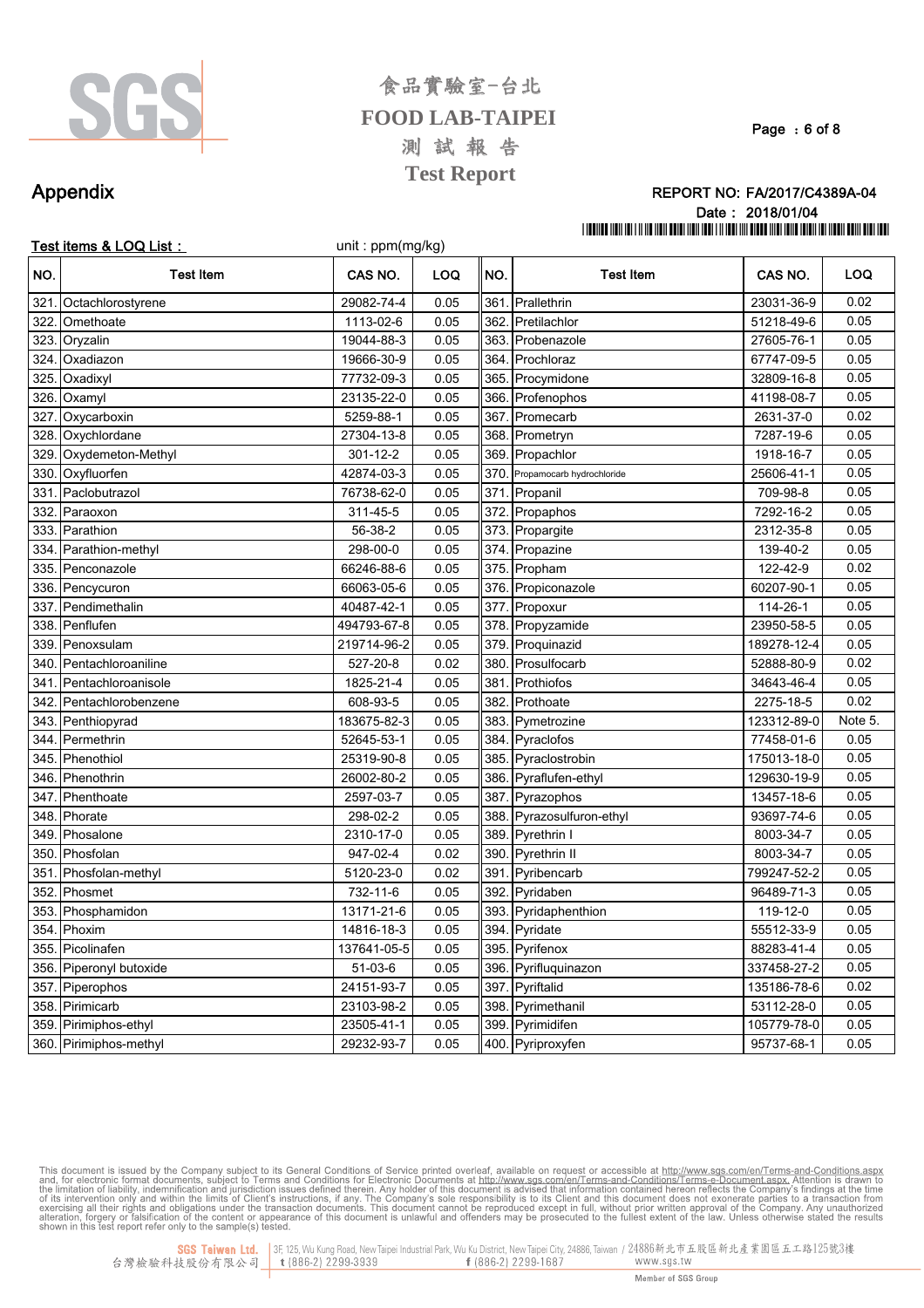## Appendix

REPORT NO: FA/2017/C4389A-04
Date : 2018/01/04

**Test items & LOQ List :** unit : ppm(mg/kg)

| NO. | Test Item | CAS NO. | LOQ | NO. | Test Item | CAS NO. | LOQ |
|---|---|---|---|---|---|---|---|
| 321. | Octachlorostyrene | 29082-74-4 | 0.05 | 361. | Prallethrin | 23031-36-9 | 0.02 |
| 322. | Omethoate | 1113-02-6 | 0.05 | 362. | Pretilachlor | 51218-49-6 | 0.05 |
| 323. | Oryzalin | 19044-88-3 | 0.05 | 363. | Probenazole | 27605-76-1 | 0.05 |
| 324. | Oxadiazon | 19666-30-9 | 0.05 | 364. | Prochloraz | 67747-09-5 | 0.05 |
| 325. | Oxadixyl | 77732-09-3 | 0.05 | 365. | Procymidone | 32809-16-8 | 0.05 |
| 326. | Oxamyl | 23135-22-0 | 0.05 | 366. | Profenophos | 41198-08-7 | 0.05 |
| 327. | Oxycarboxin | 5259-88-1 | 0.05 | 367. | Promecarb | 2631-37-0 | 0.02 |
| 328. | Oxychlordane | 27304-13-8 | 0.05 | 368. | Prometryn | 7287-19-6 | 0.05 |
| 329. | Oxydemeton-Methyl | 301-12-2 | 0.05 | 369. | Propachlor | 1918-16-7 | 0.05 |
| 330. | Oxyfluorfen | 42874-03-3 | 0.05 | 370. | Propamocarb hydrochloride | 25606-41-1 | 0.05 |
| 331. | Paclobutrazol | 76738-62-0 | 0.05 | 371. | Propanil | 709-98-8 | 0.05 |
| 332. | Paraoxon | 311-45-5 | 0.05 | 372. | Propaphos | 7292-16-2 | 0.05 |
| 333. | Parathion | 56-38-2 | 0.05 | 373. | Propargite | 2312-35-8 | 0.05 |
| 334. | Parathion-methyl | 298-00-0 | 0.05 | 374. | Propazine | 139-40-2 | 0.05 |
| 335. | Penconazole | 66246-88-6 | 0.05 | 375. | Propham | 122-42-9 | 0.02 |
| 336. | Pencycuron | 66063-05-6 | 0.05 | 376. | Propiconazole | 60207-90-1 | 0.05 |
| 337. | Pendimethalin | 40487-42-1 | 0.05 | 377. | Propoxur | 114-26-1 | 0.05 |
| 338. | Penflufen | 494793-67-8 | 0.05 | 378. | Propyzamide | 23950-58-5 | 0.05 |
| 339. | Penoxsulam | 219714-96-2 | 0.05 | 379. | Proquinazid | 189278-12-4 | 0.05 |
| 340. | Pentachloroaniline | 527-20-8 | 0.02 | 380. | Prosulfocarb | 52888-80-9 | 0.02 |
| 341. | Pentachloroanisole | 1825-21-4 | 0.05 | 381. | Prothiofos | 34643-46-4 | 0.05 |
| 342. | Pentachlorobenzene | 608-93-5 | 0.05 | 382. | Prothoate | 2275-18-5 | 0.02 |
| 343. | Penthiopyrad | 183675-82-3 | 0.05 | 383. | Pymetrozine | 123312-89-0 | Note 5. |
| 344. | Permethrin | 52645-53-1 | 0.05 | 384. | Pyraclofos | 77458-01-6 | 0.05 |
| 345. | Phenothiol | 25319-90-8 | 0.05 | 385. | Pyraclostrobin | 175013-18-0 | 0.05 |
| 346. | Phenothrin | 26002-80-2 | 0.05 | 386. | Pyraflufen-ethyl | 129630-19-9 | 0.05 |
| 347. | Phenthoate | 2597-03-7 | 0.05 | 387. | Pyrazophos | 13457-18-6 | 0.05 |
| 348. | Phorate | 298-02-2 | 0.05 | 388. | Pyrazosulfuron-ethyl | 93697-74-6 | 0.05 |
| 349. | Phosalone | 2310-17-0 | 0.05 | 389. | Pyrethrin I | 8003-34-7 | 0.05 |
| 350. | Phosfolan | 947-02-4 | 0.02 | 390. | Pyrethrin II | 8003-34-7 | 0.05 |
| 351. | Phosfolan-methyl | 5120-23-0 | 0.02 | 391. | Pyribencarb | 799247-52-2 | 0.05 |
| 352. | Phosmet | 732-11-6 | 0.05 | 392. | Pyridaben | 96489-71-3 | 0.05 |
| 353. | Phosphamidon | 13171-21-6 | 0.05 | 393. | Pyridaphenthion | 119-12-0 | 0.05 |
| 354. | Phoxim | 14816-18-3 | 0.05 | 394. | Pyridate | 55512-33-9 | 0.05 |
| 355. | Picolinafen | 137641-05-5 | 0.05 | 395. | Pyrifenox | 88283-41-4 | 0.05 |
| 356. | Piperonyl butoxide | 51-03-6 | 0.05 | 396. | Pyrifluquinazon | 337458-27-2 | 0.05 |
| 357. | Piperophos | 24151-93-7 | 0.05 | 397. | Pyriftalid | 135186-78-6 | 0.02 |
| 358. | Pirimicarb | 23103-98-2 | 0.05 | 398. | Pyrimethanil | 53112-28-0 | 0.05 |
| 359. | Pirimiphos-ethyl | 23505-41-1 | 0.05 | 399. | Pyrimidifen | 105779-78-0 | 0.05 |
| 360. | Pirimiphos-methyl | 29232-93-7 | 0.05 | 400. | Pyriproxyfen | 95737-68-1 | 0.05 |

This document is issued by the Company subject to its General Conditions of Service printed overleaf, available on request or accessible at http://www.sgs.com/en/Terms-and-Conditions.aspx and, for electronic format documents, subject to Terms and Conditions for Electronic Documents at http://www.sgs.com/en/Terms-and-Conditions/Terms-e-Document.aspx. Attention is drawn to the limitation of liability, indemnification and jurisdiction issues defined therein. Any holder of this document is advised that information contained hereon reflects the Company's findings at the time of its intervention only and within the limits of Client's instructions, if any. The Company's sole responsibility is to its Client and this document does not exonerate parties to a transaction from exercising all their rights and obligations under the transaction documents. This document cannot be reproduced except in full, without prior written approval of the Company. Any unauthorized alteration, forgery or falsification of the content or appearance of this document is unlawful and offenders may be prosecuted to the fullest extent of the law. Unless otherwise stated the results shown in this test report refer only to the sample(s) tested.

SGS Taiwan Ltd. 台灣檢驗科技股份有限公司 | 3F, 125, Wu Kung Road, New Taipei Industrial Park, Wu Ku District, New Taipei City, 24886, Taiwan / 24886新北市五股區新北產業園區五工路125號3樓 t (886-2) 2299-3939 f (886-2) 2299-1687 www.sgs.tw

Member of SGS Group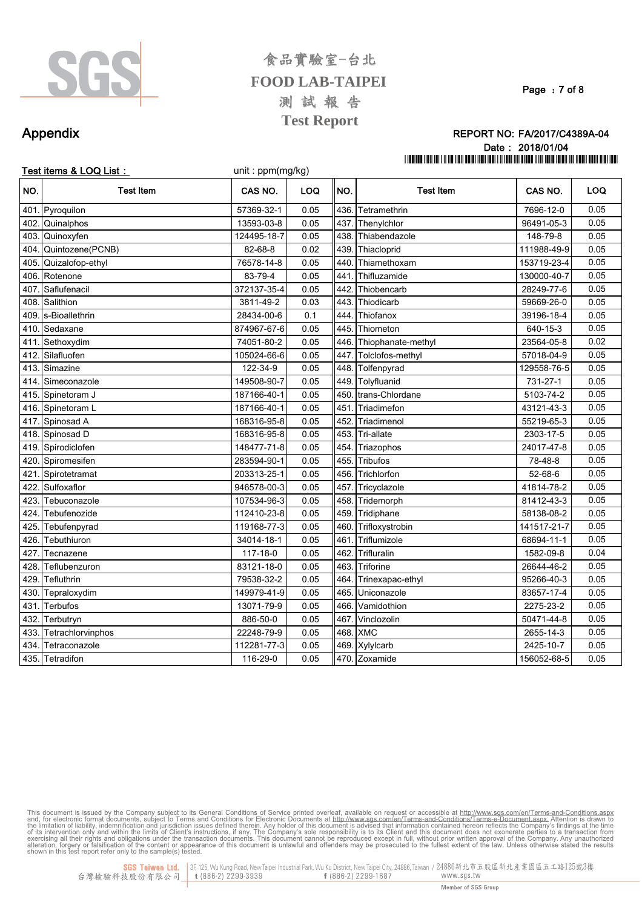食品實驗室-台北

FOOD LAB-TAIPEI

測 試 報 告

Test Report

# Appendix

REPORT NO: FA/2017/C4389A-04

Date : 2018/01/04

**Test items & LOQ List :** unit : ppm(mg/kg)

| NO. | Test Item | CAS NO. | LOQ | NO. | Test Item | CAS NO. | LOQ |
|---|---|---|---|---|---|---|---|
| 401. | Pyroquilon | 57369-32-1 | 0.05 | 436. | Tetramethrin | 7696-12-0 | 0.05 |
| 402. | Quinalphos | 13593-03-8 | 0.05 | 437. | Thenylchlor | 96491-05-3 | 0.05 |
| 403. | Quinoxyfen | 124495-18-7 | 0.05 | 438. | Thiabendazole | 148-79-8 | 0.05 |
| 404. | Quintozene(PCNB) | 82-68-8 | 0.02 | 439. | Thiacloprid | 111988-49-9 | 0.05 |
| 405. | Quizalofop-ethyl | 76578-14-8 | 0.05 | 440. | Thiamethoxam | 153719-23-4 | 0.05 |
| 406. | Rotenone | 83-79-4 | 0.05 | 441. | Thifluzamide | 130000-40-7 | 0.05 |
| 407. | Saflufenacil | 372137-35-4 | 0.05 | 442. | Thiobencarb | 28249-77-6 | 0.05 |
| 408. | Salithion | 3811-49-2 | 0.03 | 443. | Thiodicarb | 59669-26-0 | 0.05 |
| 409. | s-Bioallethrin | 28434-00-6 | 0.1 | 444. | Thiofanox | 39196-18-4 | 0.05 |
| 410. | Sedaxane | 874967-67-6 | 0.05 | 445. | Thiometon | 640-15-3 | 0.05 |
| 411. | Sethoxydim | 74051-80-2 | 0.05 | 446. | Thiophanate-methyl | 23564-05-8 | 0.02 |
| 412. | Silafluofen | 105024-66-6 | 0.05 | 447. | Tolclofos-methyl | 57018-04-9 | 0.05 |
| 413. | Simazine | 122-34-9 | 0.05 | 448. | Tolfenpyrad | 129558-76-5 | 0.05 |
| 414. | Simeconazole | 149508-90-7 | 0.05 | 449. | Tolyfluanid | 731-27-1 | 0.05 |
| 415. | Spinetoram J | 187166-40-1 | 0.05 | 450. | trans-Chlordane | 5103-74-2 | 0.05 |
| 416. | Spinetoram L | 187166-40-1 | 0.05 | 451. | Triadimefon | 43121-43-3 | 0.05 |
| 417. | Spinosad A | 168316-95-8 | 0.05 | 452. | Triadimenol | 55219-65-3 | 0.05 |
| 418. | Spinosad D | 168316-95-8 | 0.05 | 453. | Tri-allate | 2303-17-5 | 0.05 |
| 419. | Spirodiclofen | 148477-71-8 | 0.05 | 454. | Triazophos | 24017-47-8 | 0.05 |
| 420. | Spiromesifen | 283594-90-1 | 0.05 | 455. | Tribufos | 78-48-8 | 0.05 |
| 421. | Spirotetramat | 203313-25-1 | 0.05 | 456. | Trichlorfon | 52-68-6 | 0.05 |
| 422. | Sulfoxaflor | 946578-00-3 | 0.05 | 457. | Tricyclazole | 41814-78-2 | 0.05 |
| 423. | Tebuconazole | 107534-96-3 | 0.05 | 458. | Tridemorph | 81412-43-3 | 0.05 |
| 424. | Tebufenozide | 112410-23-8 | 0.05 | 459. | Tridiphane | 58138-08-2 | 0.05 |
| 425. | Tebufenpyrad | 119168-77-3 | 0.05 | 460. | Trifloxystrobin | 141517-21-7 | 0.05 |
| 426. | Tebuthiuron | 34014-18-1 | 0.05 | 461. | Triflumizole | 68694-11-1 | 0.05 |
| 427. | Tecnazene | 117-18-0 | 0.05 | 462. | Trifluralin | 1582-09-8 | 0.04 |
| 428. | Teflubenzuron | 83121-18-0 | 0.05 | 463. | Triforine | 26644-46-2 | 0.05 |
| 429. | Tefluthrin | 79538-32-2 | 0.05 | 464. | Trinexapac-ethyl | 95266-40-3 | 0.05 |
| 430. | Tepraloxydim | 149979-41-9 | 0.05 | 465. | Uniconazole | 83657-17-4 | 0.05 |
| 431. | Terbufos | 13071-79-9 | 0.05 | 466. | Vamidothion | 2275-23-2 | 0.05 |
| 432. | Terbutryn | 886-50-0 | 0.05 | 467. | Vinclozolin | 50471-44-8 | 0.05 |
| 433. | Tetrachlorvinphos | 22248-79-9 | 0.05 | 468. | XMC | 2655-14-3 | 0.05 |
| 434. | Tetraconazole | 112281-77-3 | 0.05 | 469. | Xylylcarb | 2425-10-7 | 0.05 |
| 435. | Tetradifon | 116-29-0 | 0.05 | 470. | Zoxamide | 156052-68-5 | 0.05 |

This document is issued by the Company subject to its General Conditions of Service printed overleaf, available on request or accessible at http://www.sgs.com/en/Terms-and-Conditions.aspx and, for electronic format documents, subject to Terms and Conditions for Electronic Documents at http://www.sgs.com/en/Terms-and-Conditions/Terms-e-Document.aspx. Attention is drawn to the limitation of liability, indemnification and jurisdiction issues defined therein. Any holder of this document is advised that information contained hereon reflects the Company's findings at the time of its intervention only and within the limits of Client's instructions, if any. The Company's sole responsibility is to its Client and this document does not exonerate parties to a transaction from exercising all their rights and obligations under the transaction documents. This document cannot be reproduced except in full, without prior written approval of the Company. Any unauthorized alteration, forgery or falsification of the content or appearance of this document is unlawful and offenders may be prosecuted to the fullest extent of the law. Unless otherwise stated the results shown in this test report refer only to the sample(s) tested.

SGS Taiwan Ltd. 台灣檢驗科技股份有限公司 | 3F, 125, Wu Kung Road, New Taipei Industrial Park, Wu Ku District, New Taipei City, 24886, Taiwan / 24886新北市五股區新北產業園區五工路125號3樓 | t (886-2) 2299-3939 | f (886-2) 2299-1687 | www.sgs.tw

Member of SGS Group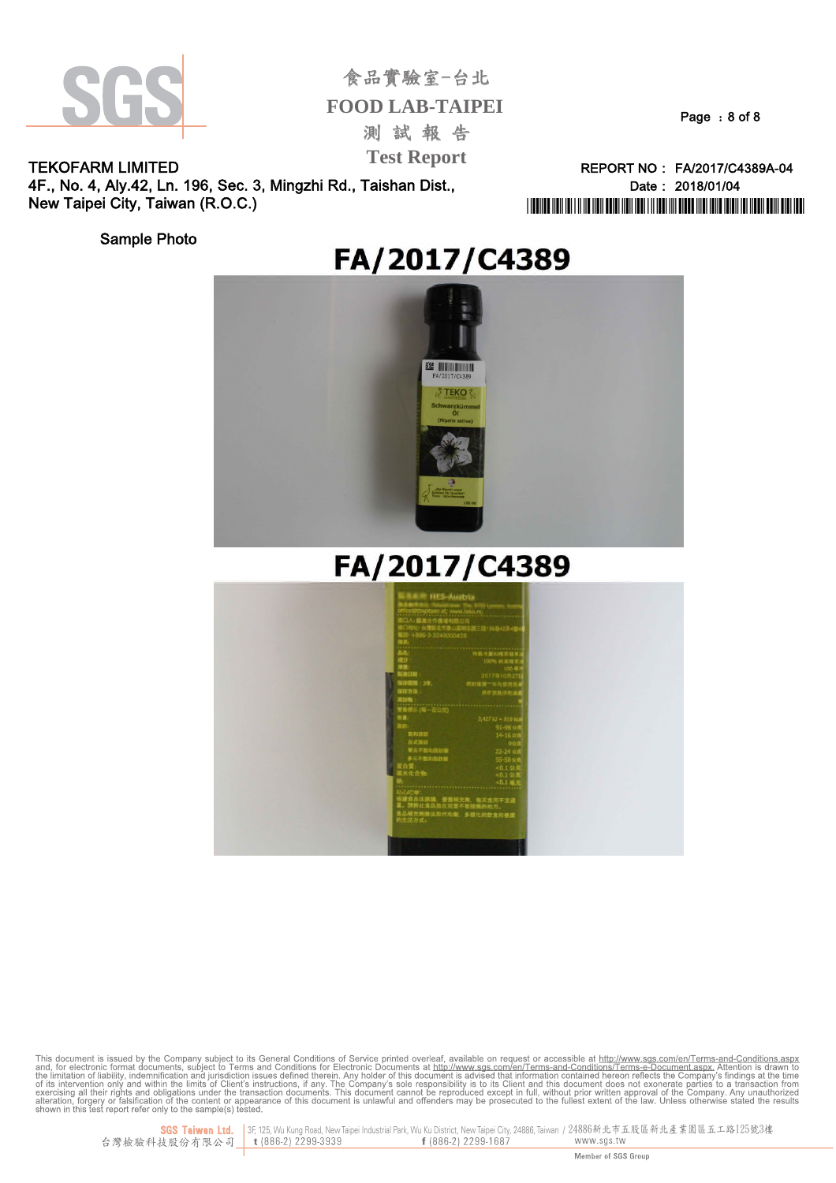食品實驗室-台北
FOOD LAB-TAIPEI
測 試 報 告
Test Report

TEKOFARM LIMITED
4F., No. 4, Aly.42, Ln. 196, Sec. 3, Mingzhi Rd., Taishan Dist.,
New Taipei City, Taiwan (R.O.C.)

REPORT NO : FA/2017/C4389A-04
Date : 2018/01/04

Sample Photo

FA/2017/C4389

FA/2017/C4389

This document is issued by the Company subject to its General Conditions of Service printed overleaf, available on request or accessible at http://www.sgs.com/en/Terms-and-Conditions.aspx and, for electronic format documents, subject to Terms and Conditions for Electronic Documents at http://www.sgs.com/en/Terms-and-Conditions/Terms-e-Document.aspx. Attention is drawn to the limitation of liability, indemnification and jurisdiction issues defined therein. Any holder of this document is advised that information contained hereon reflects the Company's findings at the time of its intervention only and within the limits of Client's instructions, if any. The Company's sole responsibility is to its Client and this document does not exonerate parties to a transaction from exercising all their rights and obligations under the transaction documents. This document cannot be reproduced except in full, without prior written approval of the Company. Any unauthorized alteration, forgery or falsification of the content or appearance of this document is unlawful and offenders may be prosecuted to the fullest extent of the law. Unless otherwise stated the results shown in this test report refer only to the sample(s) tested.

SGS Taiwan Ltd. 台灣檢驗科技股份有限公司 | 3F, 125, Wu Kung Road, New Taipei Industrial Park, Wu Ku District, New Taipei City, 24886, Taiwan / 24886新北市五股區新北產業園區五工路125號3樓 t (886-2) 2299-3939 f (886-2) 2299-1687 www.sgs.tw

Member of SGS Group